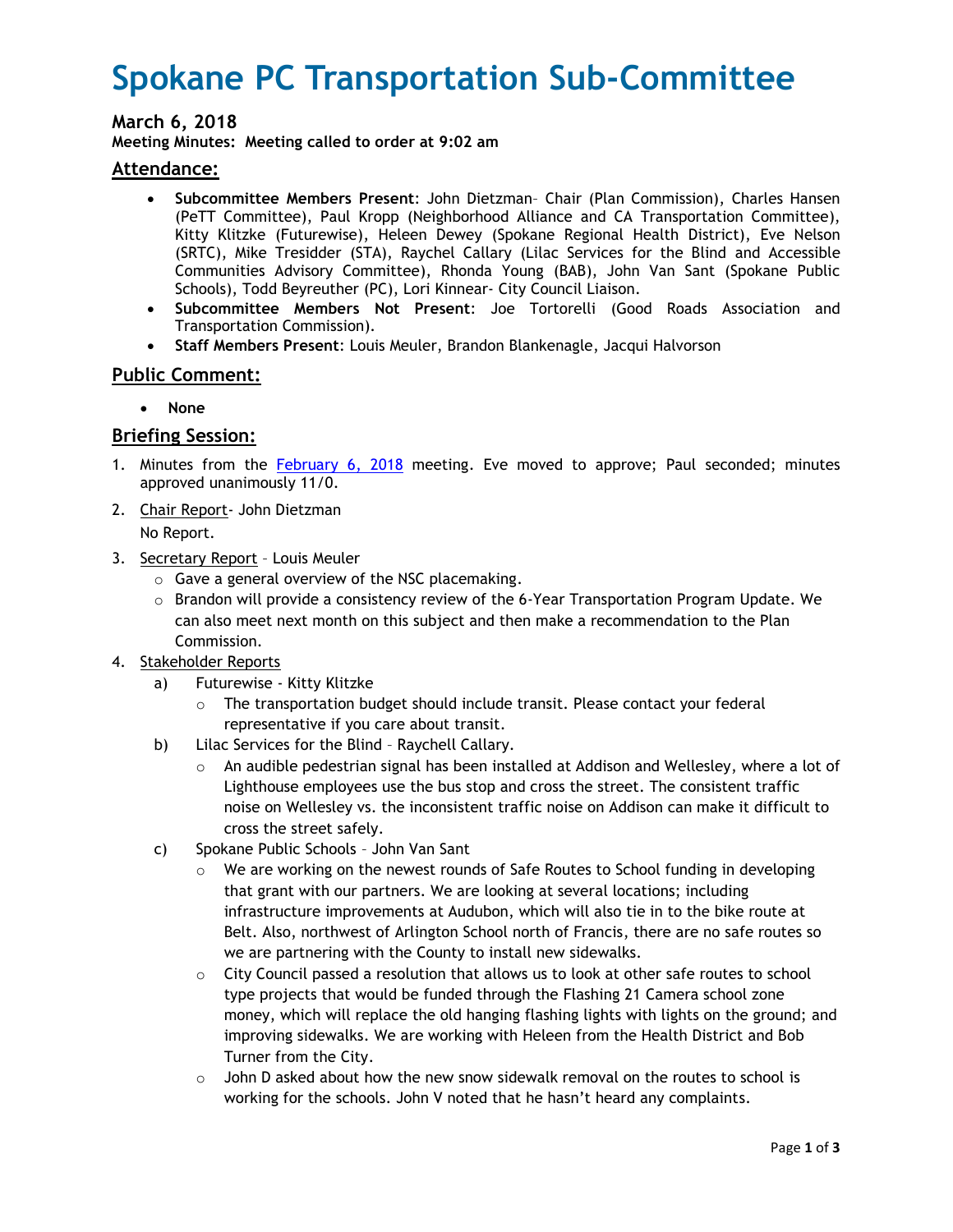# Spokane PC Transportation Sub-Committee

### March 6, 2018

**Meeting Minutes: Meeting called to order at 9:02 am**

## Attendance:

- **Subcommittee Members Present**: John Dietzman– Chair (Plan Commission), Charles Hansen (PeTT Committee), Paul Kropp (Neighborhood Alliance and CA Transportation Committee), Kitty Klitzke (Futurewise), Heleen Dewey (Spokane Regional Health District), Eve Nelson (SRTC), Mike Tresidder (STA), Raychel Callary (Lilac Services for the Blind and Accessible Communities Advisory Committee), Rhonda Young (BAB), John Van Sant (Spokane Public Schools), Todd Beyreuther (PC), Lori Kinnear- City Council Liaison.
- **Subcommittee Members Not Present**: Joe Tortorelli (Good Roads Association and Transportation Commission).
- **Staff Members Present**: Louis Meuler, Brandon Blankenagle, Jacqui Halvorson

## Public Comment:

- **None**

## Briefing Session:

1. Minutes from the February 6, 2018 meeting. Eve moved to approve; Paul seconded; minutes approved unanimously 11/0.
2. Chair Report- John Dietzman

   No Report.
3. Secretary Report – Louis Meuler
   - Gave a general overview of the NSC placemaking.
   - Brandon will provide a consistency review of the 6-Year Transportation Program Update. We can also meet next month on this subject and then make a recommendation to the Plan Commission.
4. Stakeholder Reports
   a) Futurewise - Kitty Klitzke
      - The transportation budget should include transit. Please contact your federal representative if you care about transit.

   b) Lilac Services for the Blind – Raychell Callary.
      - An audible pedestrian signal has been installed at Addison and Wellesley, where a lot of Lighthouse employees use the bus stop and cross the street. The consistent traffic noise on Wellesley vs. the inconsistent traffic noise on Addison can make it difficult to cross the street safely.

   c) Spokane Public Schools – John Van Sant
      - We are working on the newest rounds of Safe Routes to School funding in developing that grant with our partners. We are looking at several locations; including infrastructure improvements at Audubon, which will also tie in to the bike route at Belt. Also, northwest of Arlington School north of Francis, there are no safe routes so we are partnering with the County to install new sidewalks.
      - City Council passed a resolution that allows us to look at other safe routes to school type projects that would be funded through the Flashing 21 Camera school zone money, which will replace the old hanging flashing lights with lights on the ground; and improving sidewalks. We are working with Heleen from the Health District and Bob Turner from the City.
      - John D asked about how the new snow sidewalk removal on the routes to school is working for the schools. John V noted that he hasn't heard any complaints.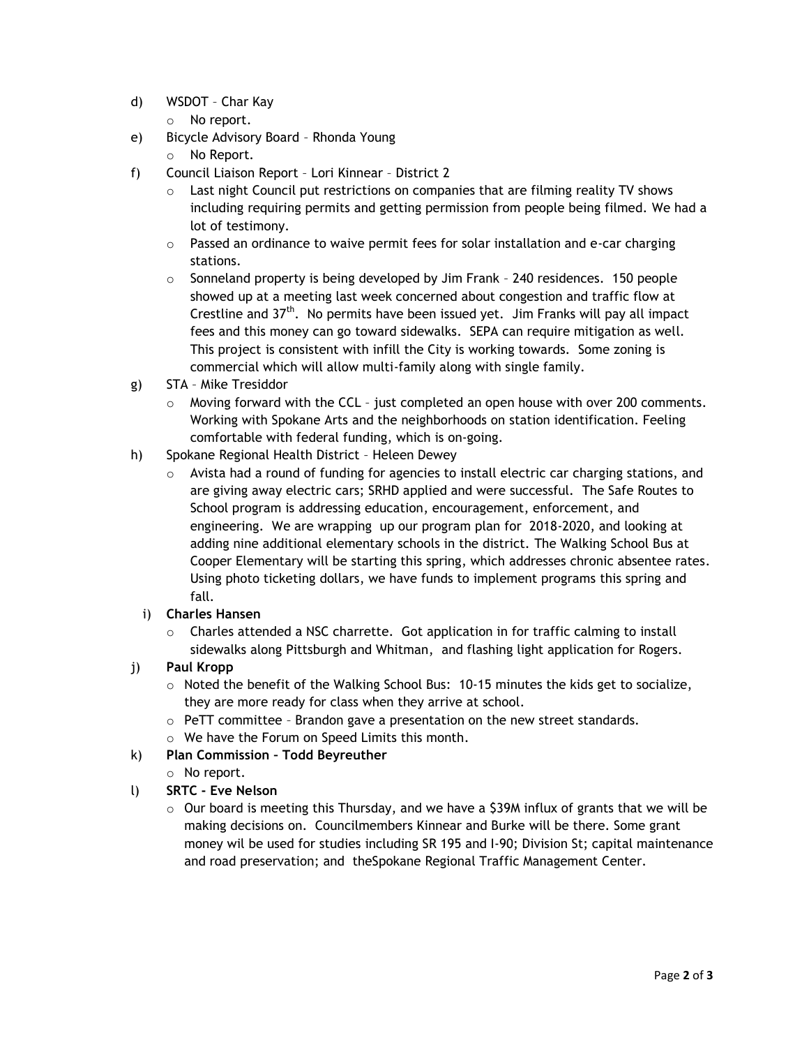d) WSDOT – Char Kay
   - No report.

e) Bicycle Advisory Board – Rhonda Young
   - No Report.

f) Council Liaison Report – Lori Kinnear – District 2
   - Last night Council put restrictions on companies that are filming reality TV shows including requiring permits and getting permission from people being filmed. We had a lot of testimony.
   - Passed an ordinance to waive permit fees for solar installation and e-car charging stations.
   - Sonneland property is being developed by Jim Frank – 240 residences. 150 people showed up at a meeting last week concerned about congestion and traffic flow at Crestline and 37th. No permits have been issued yet. Jim Franks will pay all impact fees and this money can go toward sidewalks. SEPA can require mitigation as well. This project is consistent with infill the City is working towards. Some zoning is commercial which will allow multi-family along with single family.

g) STA – Mike Tresiddor
   - Moving forward with the CCL – just completed an open house with over 200 comments. Working with Spokane Arts and the neighborhoods on station identification. Feeling comfortable with federal funding, which is on-going.

h) Spokane Regional Health District – Heleen Dewey
   - Avista had a round of funding for agencies to install electric car charging stations, and are giving away electric cars; SRHD applied and were successful. The Safe Routes to School program is addressing education, encouragement, enforcement, and engineering. We are wrapping up our program plan for 2018-2020, and looking at adding nine additional elementary schools in the district. The Walking School Bus at Cooper Elementary will be starting this spring, which addresses chronic absentee rates. Using photo ticketing dollars, we have funds to implement programs this spring and fall.

i) **Charles Hansen**
   - Charles attended a NSC charrette. Got application in for traffic calming to install sidewalks along Pittsburgh and Whitman, and flashing light application for Rogers.

j) **Paul Kropp**
   - Noted the benefit of the Walking School Bus: 10-15 minutes the kids get to socialize, they are more ready for class when they arrive at school.
   - PeTT committee – Brandon gave a presentation on the new street standards.
   - We have the Forum on Speed Limits this month.

k) **Plan Commission – Todd Beyreuther**
   - No report.

l) **SRTC - Eve Nelson**
   - Our board is meeting this Thursday, and we have a $39M influx of grants that we will be making decisions on. Councilmembers Kinnear and Burke will be there. Some grant money wil be used for studies including SR 195 and I-90; Division St; capital maintenance and road preservation; and theSpokane Regional Traffic Management Center.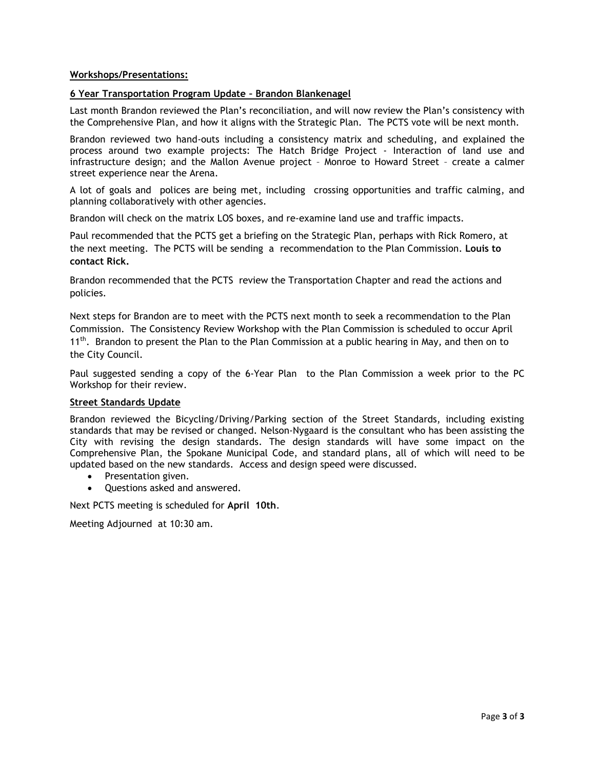**Workshops/Presentations:**

**6 Year Transportation Program Update – Brandon Blankenagel**

Last month Brandon reviewed the Plan's reconciliation, and will now review the Plan's consistency with the Comprehensive Plan, and how it aligns with the Strategic Plan. The PCTS vote will be next month.

Brandon reviewed two hand-outs including a consistency matrix and scheduling, and explained the process around two example projects: The Hatch Bridge Project - Interaction of land use and infrastructure design; and the Mallon Avenue project – Monroe to Howard Street – create a calmer street experience near the Arena.

A lot of goals and polices are being met, including crossing opportunities and traffic calming, and planning collaboratively with other agencies.

Brandon will check on the matrix LOS boxes, and re-examine land use and traffic impacts.

Paul recommended that the PCTS get a briefing on the Strategic Plan, perhaps with Rick Romero, at the next meeting. The PCTS will be sending a recommendation to the Plan Commission. **Louis to contact Rick.**

Brandon recommended that the PCTS review the Transportation Chapter and read the actions and policies.

Next steps for Brandon are to meet with the PCTS next month to seek a recommendation to the Plan Commission. The Consistency Review Workshop with the Plan Commission is scheduled to occur April 11th. Brandon to present the Plan to the Plan Commission at a public hearing in May, and then on to the City Council.

Paul suggested sending a copy of the 6-Year Plan to the Plan Commission a week prior to the PC Workshop for their review.

**Street Standards Update**

Brandon reviewed the Bicycling/Driving/Parking section of the Street Standards, including existing standards that may be revised or changed. Nelson-Nygaard is the consultant who has been assisting the City with revising the design standards. The design standards will have some impact on the Comprehensive Plan, the Spokane Municipal Code, and standard plans, all of which will need to be updated based on the new standards. Access and design speed were discussed.

- Presentation given.
- Questions asked and answered.

Next PCTS meeting is scheduled for **April 10th**.

Meeting Adjourned at 10:30 am.